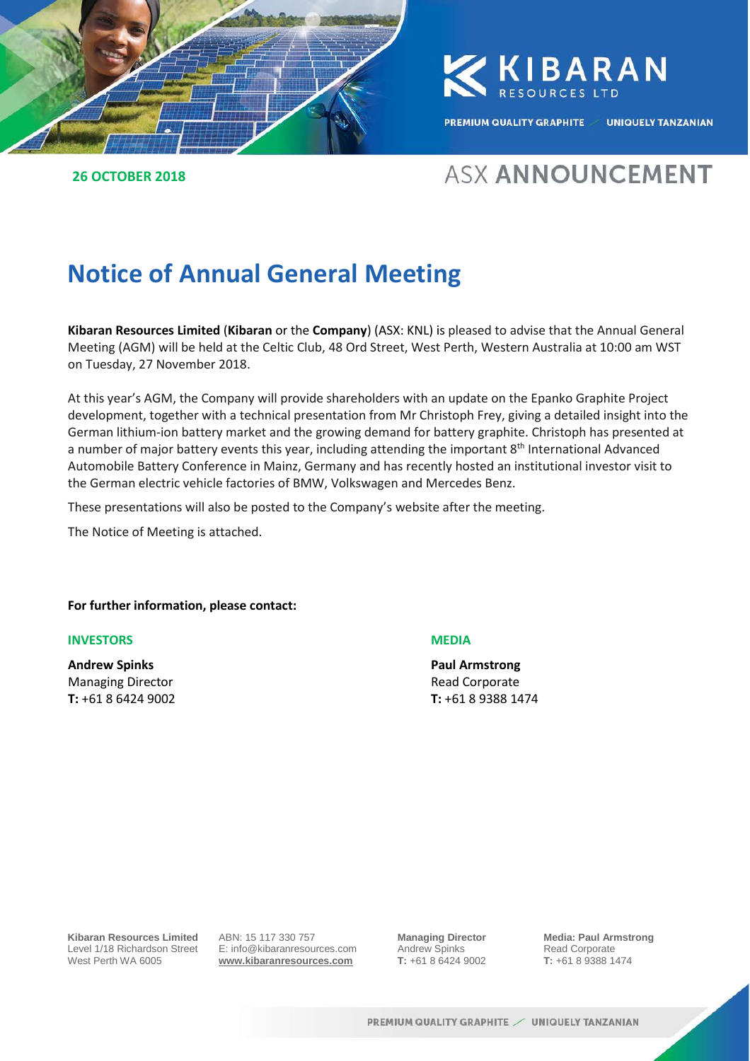**KIBARAN RESOURCES LTD**

PREMIUM QUALITY GRAPHITE / UNIQUELY TANZANIAN

**26 OCTOBER 2018**

ASX **ANNOUNCEMENT**

# Notice of Annual General Meeting

**Kibaran Resources Limited** (**Kibaran** or the **Company**) (ASX: KNL) is pleased to advise that the Annual General Meeting (AGM) will be held at the Celtic Club, 48 Ord Street, West Perth, Western Australia at 10:00 am WST on Tuesday, 27 November 2018.

At this year's AGM, the Company will provide shareholders with an update on the Epanko Graphite Project development, together with a technical presentation from Mr Christoph Frey, giving a detailed insight into the German lithium-ion battery market and the growing demand for battery graphite. Christoph has presented at a number of major battery events this year, including attending the important 8th International Advanced Automobile Battery Conference in Mainz, Germany and has recently hosted an institutional investor visit to the German electric vehicle factories of BMW, Volkswagen and Mercedes Benz.

These presentations will also be posted to the Company's website after the meeting.

The Notice of Meeting is attached.

**For further information, please contact:**

**INVESTORS**

**Andrew Spinks**
Managing Director
**T:** +61 8 6424 9002

**MEDIA**

**Paul Armstrong**
Read Corporate
**T:** +61 8 9388 1474

**Kibaran Resources Limited**
Level 1/18 Richardson Street
West Perth WA 6005

ABN: 15 117 330 757
E: info@kibaranresources.com
**www.kibaranresources.com**

**Managing Director**
Andrew Spinks
**T:** +61 8 6424 9002

**Media: Paul Armstrong**
Read Corporate
**T:** +61 8 9388 1474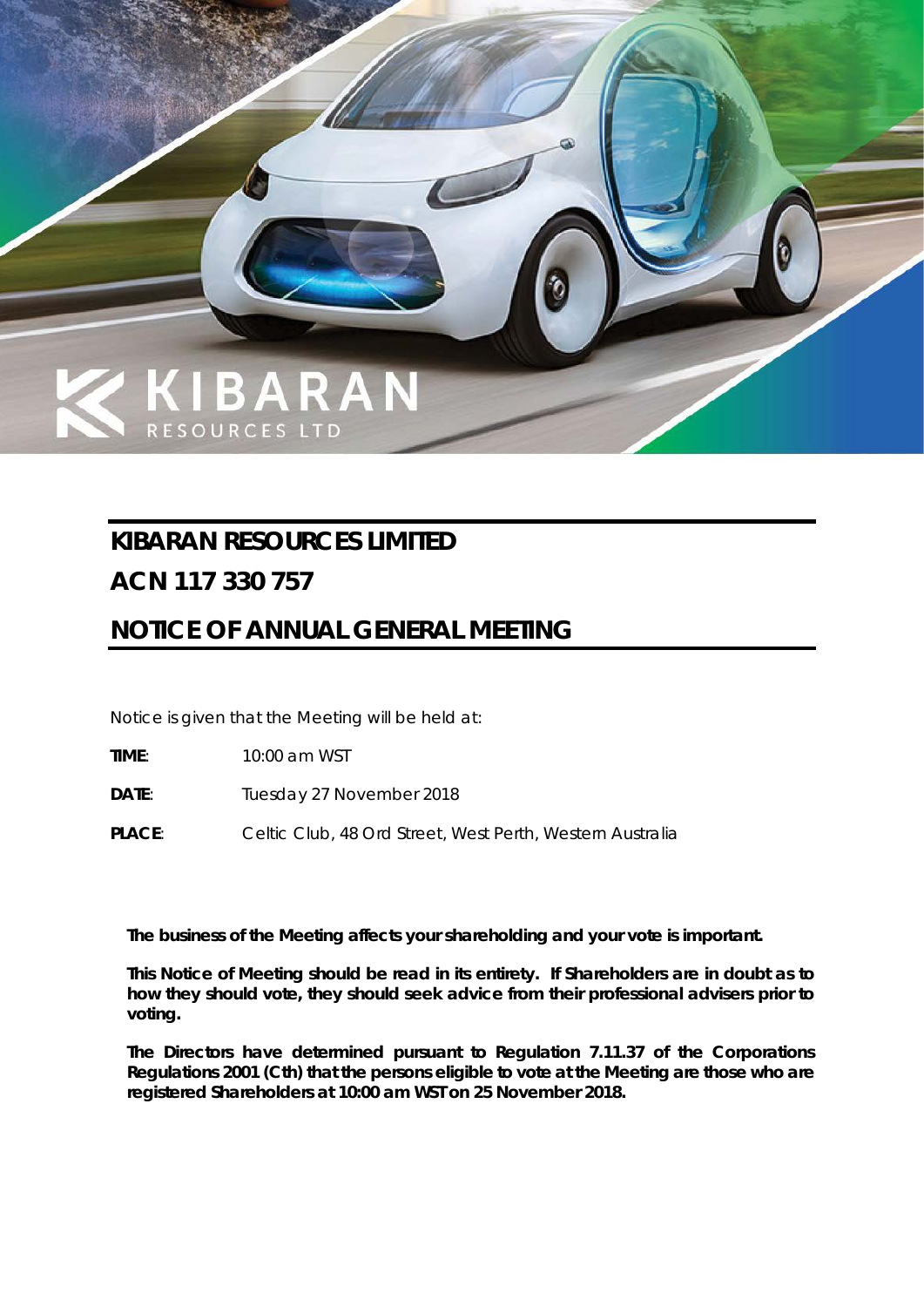KIBARAN RESOURCES LTD

# KIBARAN RESOURCES LIMITED

# ACN 117 330 757

# NOTICE OF ANNUAL GENERAL MEETING

Notice is given that the Meeting will be held at:

**TIME**: 10:00 am WST

**DATE**: Tuesday 27 November 2018

**PLACE**: Celtic Club, 48 Ord Street, West Perth, Western Australia

**The business of the Meeting affects your shareholding and your vote is important.**

**This Notice of Meeting should be read in its entirety. If Shareholders are in doubt as to how they should vote, they should seek advice from their professional advisers prior to voting.**

**The Directors have determined pursuant to Regulation 7.11.37 of the Corporations Regulations 2001 (Cth) that the persons eligible to vote at the Meeting are those who are registered Shareholders at 10:00 am WST on 25 November 2018.**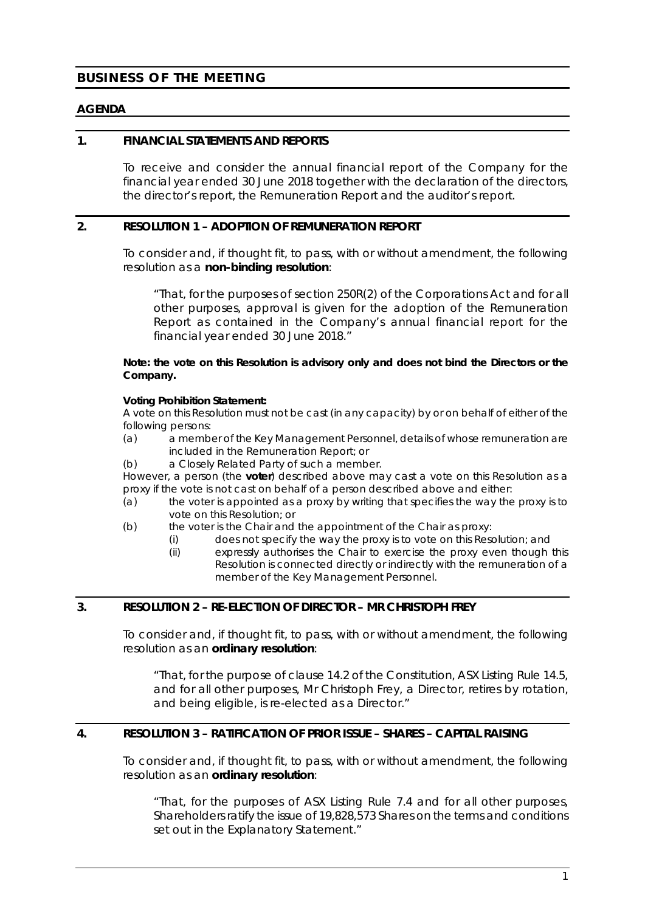## BUSINESS OF THE MEETING

### AGENDA

### 1. FINANCIAL STATEMENTS AND REPORTS

To receive and consider the annual financial report of the Company for the financial year ended 30 June 2018 together with the declaration of the directors, the director's report, the Remuneration Report and the auditor's report.

### 2. RESOLUTION 1 – ADOPTION OF REMUNERATION REPORT

To consider and, if thought fit, to pass, with or without amendment, the following resolution as a **non-binding resolution**:

> "That, for the purposes of section 250R(2) of the Corporations Act and for all other purposes, approval is given for the adoption of the Remuneration Report as contained in the Company's annual financial report for the financial year ended 30 June 2018."

**Note: the vote on this Resolution is advisory only and does not bind the Directors or the Company.**

**Voting Prohibition Statement:**

A vote on this Resolution must not be cast (in any capacity) by or on behalf of either of the following persons:

(a) a member of the Key Management Personnel, details of whose remuneration are included in the Remuneration Report; or

(b) a Closely Related Party of such a member.

However, a person (the **voter**) described above may cast a vote on this Resolution as a proxy if the vote is not cast on behalf of a person described above and either:

(a) the voter is appointed as a proxy by writing that specifies the way the proxy is to vote on this Resolution; or

(b) the voter is the Chair and the appointment of the Chair as proxy:

  (i) does not specify the way the proxy is to vote on this Resolution; and

  (ii) expressly authorises the Chair to exercise the proxy even though this Resolution is connected directly or indirectly with the remuneration of a member of the Key Management Personnel.

### 3. RESOLUTION 2 – RE-ELECTION OF DIRECTOR – MR CHRISTOPH FREY

To consider and, if thought fit, to pass, with or without amendment, the following resolution as an **ordinary resolution**:

> "That, for the purpose of clause 14.2 of the Constitution, ASX Listing Rule 14.5, and for all other purposes, Mr Christoph Frey, a Director, retires by rotation, and being eligible, is re-elected as a Director."

### 4. RESOLUTION 3 – RATIFICATION OF PRIOR ISSUE – SHARES – CAPITAL RAISING

To consider and, if thought fit, to pass, with or without amendment, the following resolution as an **ordinary resolution**:

> "That, for the purposes of ASX Listing Rule 7.4 and for all other purposes, Shareholders ratify the issue of 19,828,573 Shares on the terms and conditions set out in the Explanatory Statement."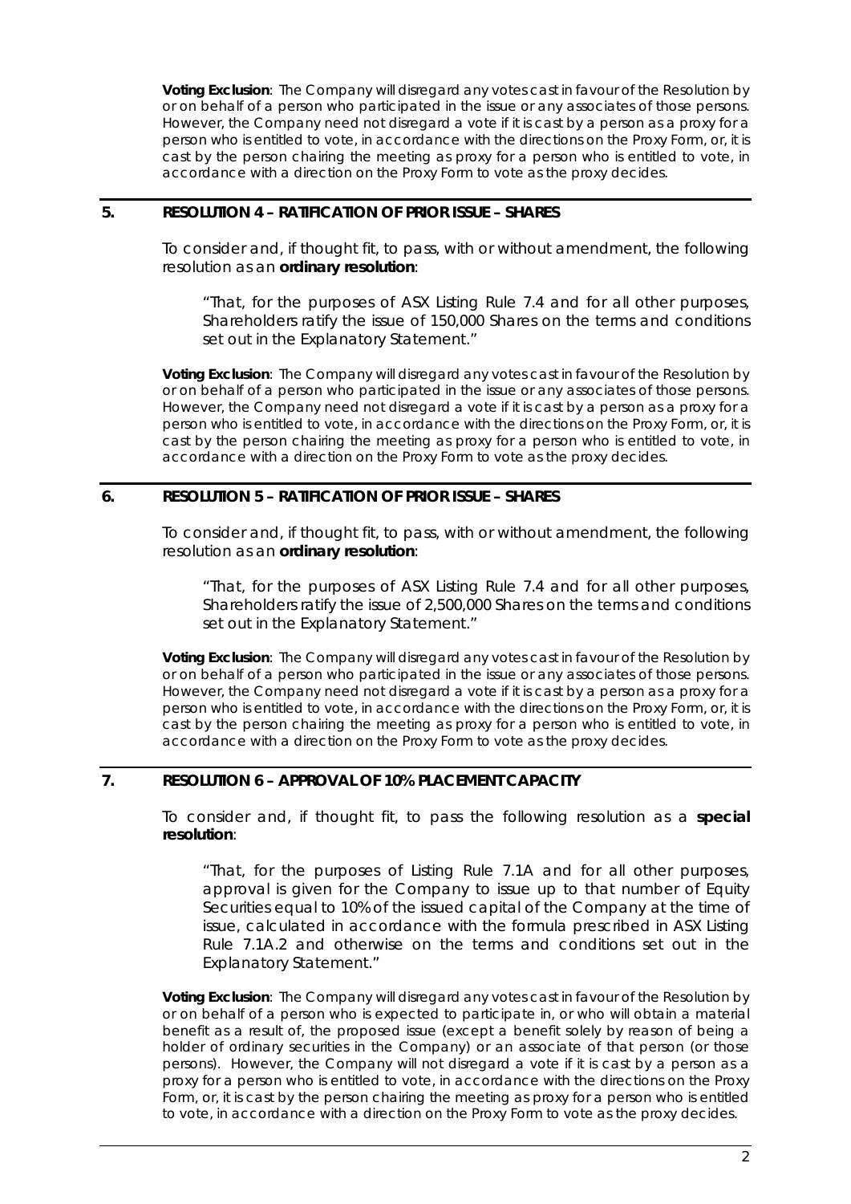**Voting Exclusion**: The Company will disregard any votes cast in favour of the Resolution by or on behalf of a person who participated in the issue or any associates of those persons. However, the Company need not disregard a vote if it is cast by a person as a proxy for a person who is entitled to vote, in accordance with the directions on the Proxy Form, or, it is cast by the person chairing the meeting as proxy for a person who is entitled to vote, in accordance with a direction on the Proxy Form to vote as the proxy decides.

## 5. RESOLUTION 4 – RATIFICATION OF PRIOR ISSUE – SHARES

To consider and, if thought fit, to pass, with or without amendment, the following resolution as an **ordinary resolution**:

> "That, for the purposes of ASX Listing Rule 7.4 and for all other purposes, Shareholders ratify the issue of 150,000 Shares on the terms and conditions set out in the Explanatory Statement."

**Voting Exclusion**: The Company will disregard any votes cast in favour of the Resolution by or on behalf of a person who participated in the issue or any associates of those persons. However, the Company need not disregard a vote if it is cast by a person as a proxy for a person who is entitled to vote, in accordance with the directions on the Proxy Form, or, it is cast by the person chairing the meeting as proxy for a person who is entitled to vote, in accordance with a direction on the Proxy Form to vote as the proxy decides.

## 6. RESOLUTION 5 – RATIFICATION OF PRIOR ISSUE – SHARES

To consider and, if thought fit, to pass, with or without amendment, the following resolution as an **ordinary resolution**:

> "That, for the purposes of ASX Listing Rule 7.4 and for all other purposes, Shareholders ratify the issue of 2,500,000 Shares on the terms and conditions set out in the Explanatory Statement."

**Voting Exclusion**: The Company will disregard any votes cast in favour of the Resolution by or on behalf of a person who participated in the issue or any associates of those persons. However, the Company need not disregard a vote if it is cast by a person as a proxy for a person who is entitled to vote, in accordance with the directions on the Proxy Form, or, it is cast by the person chairing the meeting as proxy for a person who is entitled to vote, in accordance with a direction on the Proxy Form to vote as the proxy decides.

## 7. RESOLUTION 6 – APPROVAL OF 10% PLACEMENT CAPACITY

To consider and, if thought fit, to pass the following resolution as a **special resolution**:

> "That, for the purposes of Listing Rule 7.1A and for all other purposes, approval is given for the Company to issue up to that number of Equity Securities equal to 10% of the issued capital of the Company at the time of issue, calculated in accordance with the formula prescribed in ASX Listing Rule 7.1A.2 and otherwise on the terms and conditions set out in the Explanatory Statement."

**Voting Exclusion**: The Company will disregard any votes cast in favour of the Resolution by or on behalf of a person who is expected to participate in, or who will obtain a material benefit as a result of, the proposed issue (except a benefit solely by reason of being a holder of ordinary securities in the Company) or an associate of that person (or those persons). However, the Company will not disregard a vote if it is cast by a person as a proxy for a person who is entitled to vote, in accordance with the directions on the Proxy Form, or, it is cast by the person chairing the meeting as proxy for a person who is entitled to vote, in accordance with a direction on the Proxy Form to vote as the proxy decides.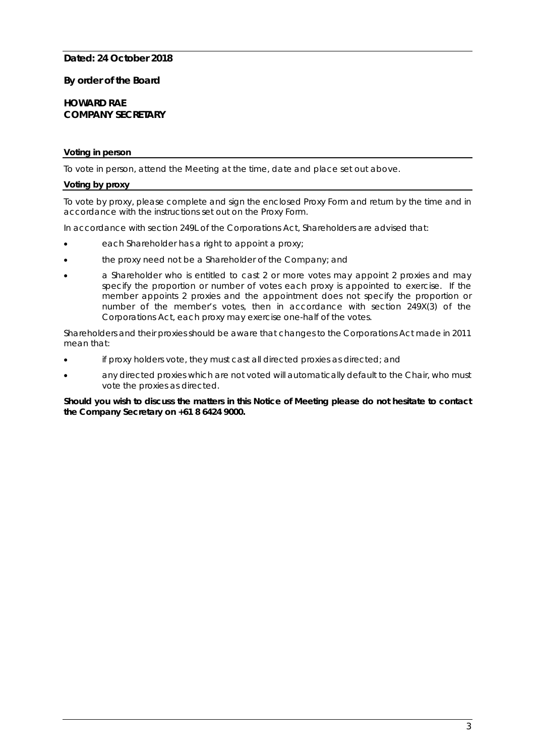**Dated: 24 October 2018**

**By order of the Board**

**HOWARD RAE**
**COMPANY SECRETARY**

**Voting in person**

To vote in person, attend the Meeting at the time, date and place set out above.

**Voting by proxy**

To vote by proxy, please complete and sign the enclosed Proxy Form and return by the time and in accordance with the instructions set out on the Proxy Form.

In accordance with section 249L of the Corporations Act, Shareholders are advised that:

- each Shareholder has a right to appoint a proxy;
- the proxy need not be a Shareholder of the Company; and
- a Shareholder who is entitled to cast 2 or more votes may appoint 2 proxies and may specify the proportion or number of votes each proxy is appointed to exercise. If the member appoints 2 proxies and the appointment does not specify the proportion or number of the member's votes, then in accordance with section 249X(3) of the Corporations Act, each proxy may exercise one-half of the votes.

Shareholders and their proxies should be aware that changes to the Corporations Act made in 2011 mean that:

- if proxy holders vote, they must cast all directed proxies as directed; and
- any directed proxies which are not voted will automatically default to the Chair, who must vote the proxies as directed.

**Should you wish to discuss the matters in this Notice of Meeting please do not hesitate to contact the Company Secretary on +61 8 6424 9000.**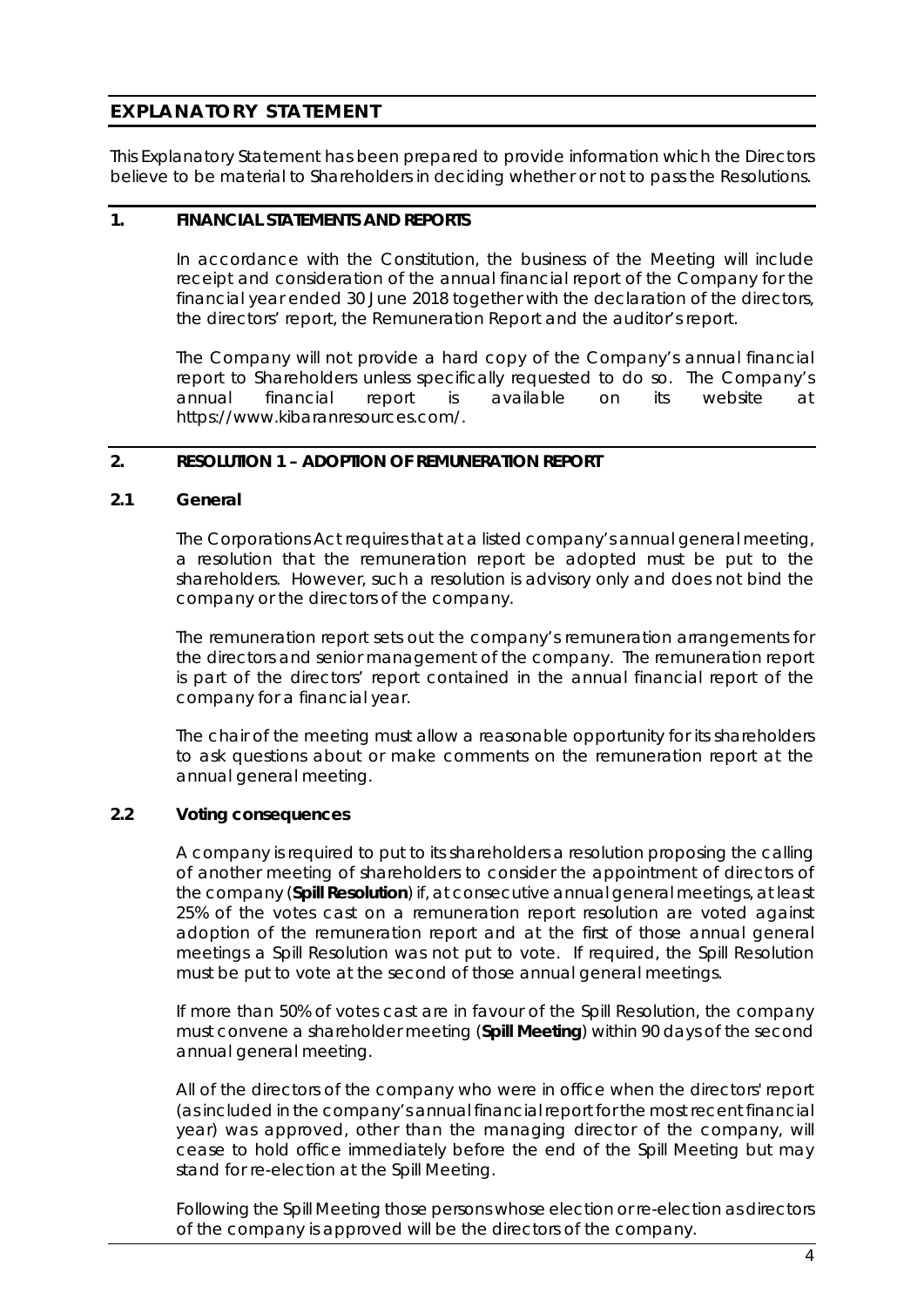# EXPLANATORY STATEMENT

This Explanatory Statement has been prepared to provide information which the Directors believe to be material to Shareholders in deciding whether or not to pass the Resolutions.

## 1. FINANCIAL STATEMENTS AND REPORTS

In accordance with the Constitution, the business of the Meeting will include receipt and consideration of the annual financial report of the Company for the financial year ended 30 June 2018 together with the declaration of the directors, the directors' report, the Remuneration Report and the auditor's report.

The Company will not provide a hard copy of the Company's annual financial report to Shareholders unless specifically requested to do so. The Company's annual financial report is available on its website at https://www.kibaranresources.com/.

## 2. RESOLUTION 1 – ADOPTION OF REMUNERATION REPORT

### 2.1 General

The Corporations Act requires that at a listed company's annual general meeting, a resolution that the remuneration report be adopted must be put to the shareholders. However, such a resolution is advisory only and does not bind the company or the directors of the company.

The remuneration report sets out the company's remuneration arrangements for the directors and senior management of the company. The remuneration report is part of the directors' report contained in the annual financial report of the company for a financial year.

The chair of the meeting must allow a reasonable opportunity for its shareholders to ask questions about or make comments on the remuneration report at the annual general meeting.

### 2.2 Voting consequences

A company is required to put to its shareholders a resolution proposing the calling of another meeting of shareholders to consider the appointment of directors of the company (**Spill Resolution**) if, at consecutive annual general meetings, at least 25% of the votes cast on a remuneration report resolution are voted against adoption of the remuneration report and at the first of those annual general meetings a Spill Resolution was not put to vote. If required, the Spill Resolution must be put to vote at the second of those annual general meetings.

If more than 50% of votes cast are in favour of the Spill Resolution, the company must convene a shareholder meeting (**Spill Meeting**) within 90 days of the second annual general meeting.

All of the directors of the company who were in office when the directors' report (as included in the company's annual financial report for the most recent financial year) was approved, other than the managing director of the company, will cease to hold office immediately before the end of the Spill Meeting but may stand for re-election at the Spill Meeting.

Following the Spill Meeting those persons whose election or re-election as directors of the company is approved will be the directors of the company.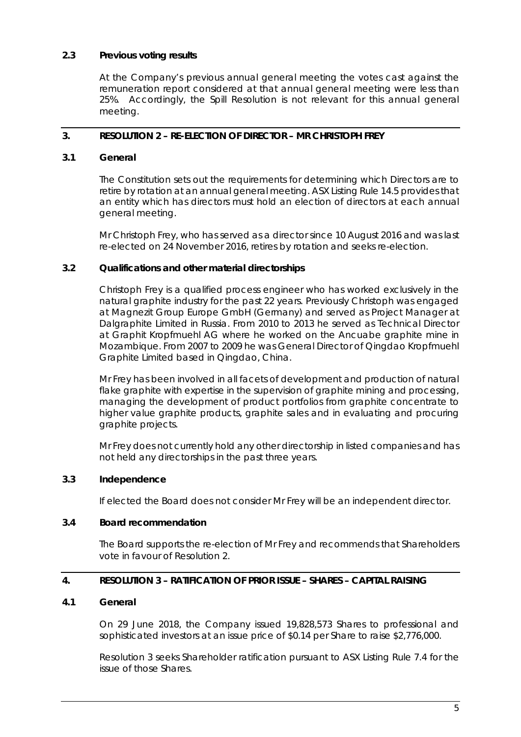### 2.3 Previous voting results

At the Company's previous annual general meeting the votes cast against the remuneration report considered at that annual general meeting were less than 25%. Accordingly, the Spill Resolution is not relevant for this annual general meeting.

## 3. RESOLUTION 2 – RE-ELECTION OF DIRECTOR – MR CHRISTOPH FREY

### 3.1 General

The Constitution sets out the requirements for determining which Directors are to retire by rotation at an annual general meeting. ASX Listing Rule 14.5 provides that an entity which has directors must hold an election of directors at each annual general meeting.

Mr Christoph Frey, who has served as a director since 10 August 2016 and was last re-elected on 24 November 2016, retires by rotation and seeks re-election.

### 3.2 Qualifications and other material directorships

Christoph Frey is a qualified process engineer who has worked exclusively in the natural graphite industry for the past 22 years. Previously Christoph was engaged at Magnezit Group Europe GmbH (Germany) and served as Project Manager at Dalgraphite Limited in Russia. From 2010 to 2013 he served as Technical Director at Graphit Kropfmuehl AG where he worked on the Ancuabe graphite mine in Mozambique. From 2007 to 2009 he was General Director of Qingdao Kropfmuehl Graphite Limited based in Qingdao, China.

Mr Frey has been involved in all facets of development and production of natural flake graphite with expertise in the supervision of graphite mining and processing, managing the development of product portfolios from graphite concentrate to higher value graphite products, graphite sales and in evaluating and procuring graphite projects.

Mr Frey does not currently hold any other directorship in listed companies and has not held any directorships in the past three years.

### 3.3 Independence

If elected the Board does not consider Mr Frey will be an independent director.

### 3.4 Board recommendation

The Board supports the re-election of Mr Frey and recommends that Shareholders vote in favour of Resolution 2.

## 4. RESOLUTION 3 – RATIFICATION OF PRIOR ISSUE – SHARES – CAPITAL RAISING

### 4.1 General

On 29 June 2018, the Company issued 19,828,573 Shares to professional and sophisticated investors at an issue price of $0.14 per Share to raise $2,776,000.

Resolution 3 seeks Shareholder ratification pursuant to ASX Listing Rule 7.4 for the issue of those Shares.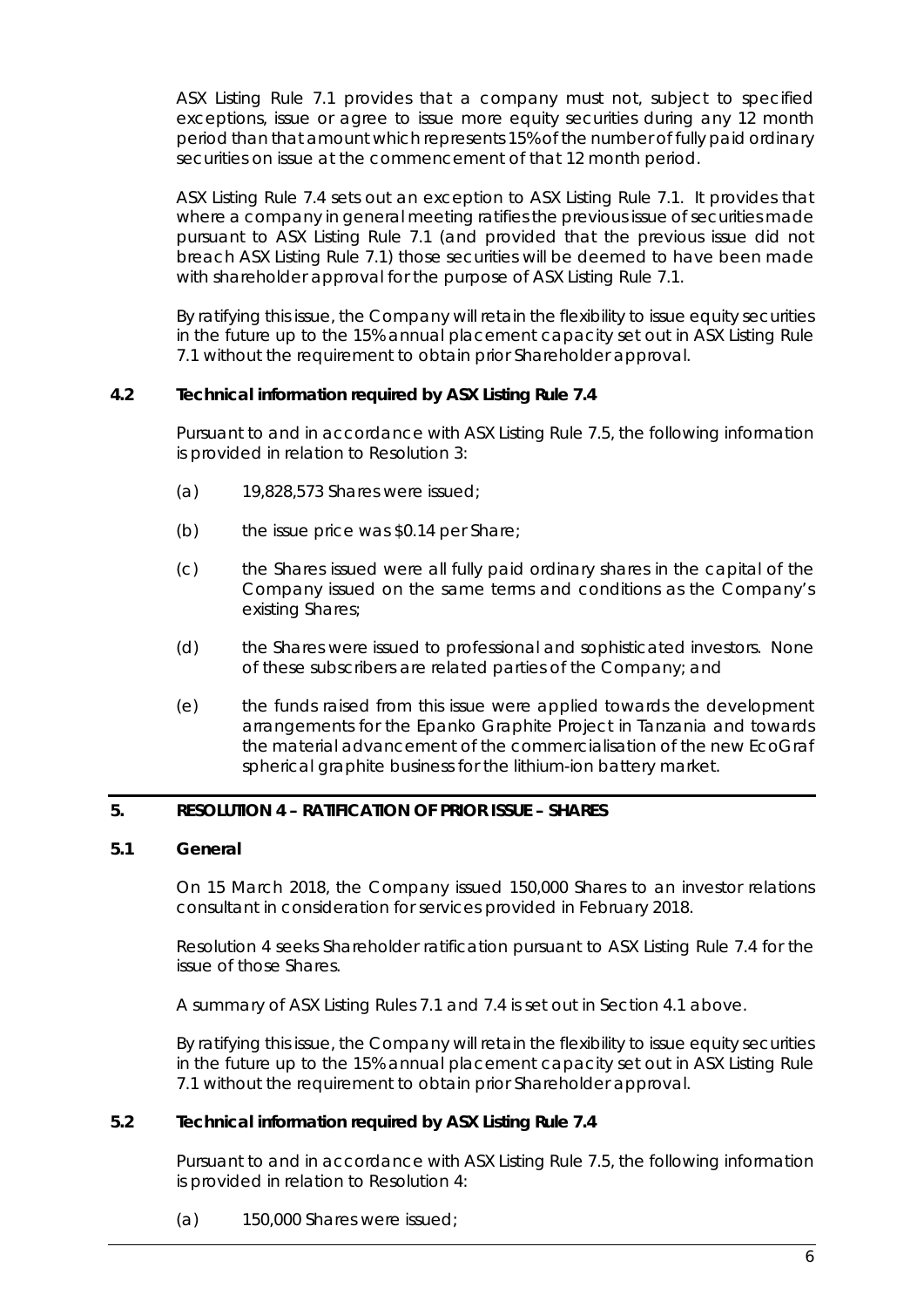ASX Listing Rule 7.1 provides that a company must not, subject to specified exceptions, issue or agree to issue more equity securities during any 12 month period than that amount which represents 15% of the number of fully paid ordinary securities on issue at the commencement of that 12 month period.

ASX Listing Rule 7.4 sets out an exception to ASX Listing Rule 7.1. It provides that where a company in general meeting ratifies the previous issue of securities made pursuant to ASX Listing Rule 7.1 (and provided that the previous issue did not breach ASX Listing Rule 7.1) those securities will be deemed to have been made with shareholder approval for the purpose of ASX Listing Rule 7.1.

By ratifying this issue, the Company will retain the flexibility to issue equity securities in the future up to the 15% annual placement capacity set out in ASX Listing Rule 7.1 without the requirement to obtain prior Shareholder approval.

### 4.2 Technical information required by ASX Listing Rule 7.4

Pursuant to and in accordance with ASX Listing Rule 7.5, the following information is provided in relation to Resolution 3:

(a) 19,828,573 Shares were issued;

(b) the issue price was $0.14 per Share;

(c) the Shares issued were all fully paid ordinary shares in the capital of the Company issued on the same terms and conditions as the Company's existing Shares;

(d) the Shares were issued to professional and sophisticated investors. None of these subscribers are related parties of the Company; and

(e) the funds raised from this issue were applied towards the development arrangements for the Epanko Graphite Project in Tanzania and towards the material advancement of the commercialisation of the new EcoGraf spherical graphite business for the lithium-ion battery market.

## 5. RESOLUTION 4 – RATIFICATION OF PRIOR ISSUE – SHARES

### 5.1 General

On 15 March 2018, the Company issued 150,000 Shares to an investor relations consultant in consideration for services provided in February 2018.

Resolution 4 seeks Shareholder ratification pursuant to ASX Listing Rule 7.4 for the issue of those Shares.

A summary of ASX Listing Rules 7.1 and 7.4 is set out in Section 4.1 above.

By ratifying this issue, the Company will retain the flexibility to issue equity securities in the future up to the 15% annual placement capacity set out in ASX Listing Rule 7.1 without the requirement to obtain prior Shareholder approval.

### 5.2 Technical information required by ASX Listing Rule 7.4

Pursuant to and in accordance with ASX Listing Rule 7.5, the following information is provided in relation to Resolution 4:

(a) 150,000 Shares were issued;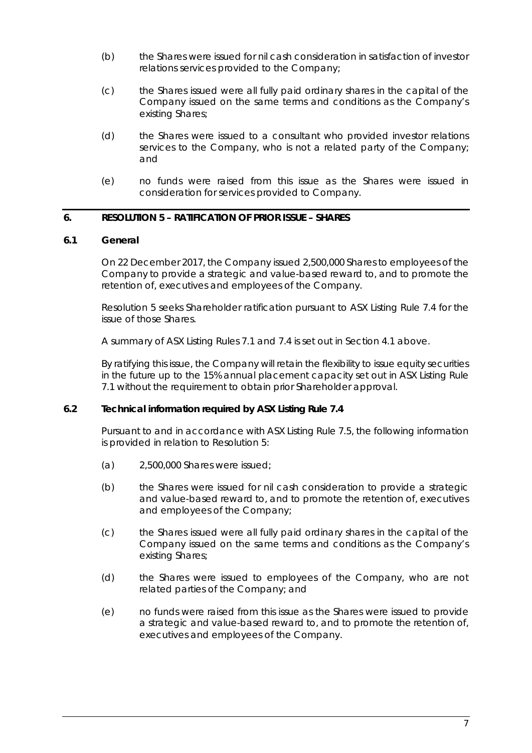(b) the Shares were issued for nil cash consideration in satisfaction of investor relations services provided to the Company;

(c) the Shares issued were all fully paid ordinary shares in the capital of the Company issued on the same terms and conditions as the Company's existing Shares;

(d) the Shares were issued to a consultant who provided investor relations services to the Company, who is not a related party of the Company; and

(e) no funds were raised from this issue as the Shares were issued in consideration for services provided to Company.

## 6. RESOLUTION 5 – RATIFICATION OF PRIOR ISSUE – SHARES

### 6.1 General

On 22 December 2017, the Company issued 2,500,000 Shares to employees of the Company to provide a strategic and value-based reward to, and to promote the retention of, executives and employees of the Company.

Resolution 5 seeks Shareholder ratification pursuant to ASX Listing Rule 7.4 for the issue of those Shares.

A summary of ASX Listing Rules 7.1 and 7.4 is set out in Section 4.1 above.

By ratifying this issue, the Company will retain the flexibility to issue equity securities in the future up to the 15% annual placement capacity set out in ASX Listing Rule 7.1 without the requirement to obtain prior Shareholder approval.

### 6.2 Technical information required by ASX Listing Rule 7.4

Pursuant to and in accordance with ASX Listing Rule 7.5, the following information is provided in relation to Resolution 5:

(a) 2,500,000 Shares were issued;

(b) the Shares were issued for nil cash consideration to provide a strategic and value-based reward to, and to promote the retention of, executives and employees of the Company;

(c) the Shares issued were all fully paid ordinary shares in the capital of the Company issued on the same terms and conditions as the Company's existing Shares;

(d) the Shares were issued to employees of the Company, who are not related parties of the Company; and

(e) no funds were raised from this issue as the Shares were issued to provide a strategic and value-based reward to, and to promote the retention of, executives and employees of the Company.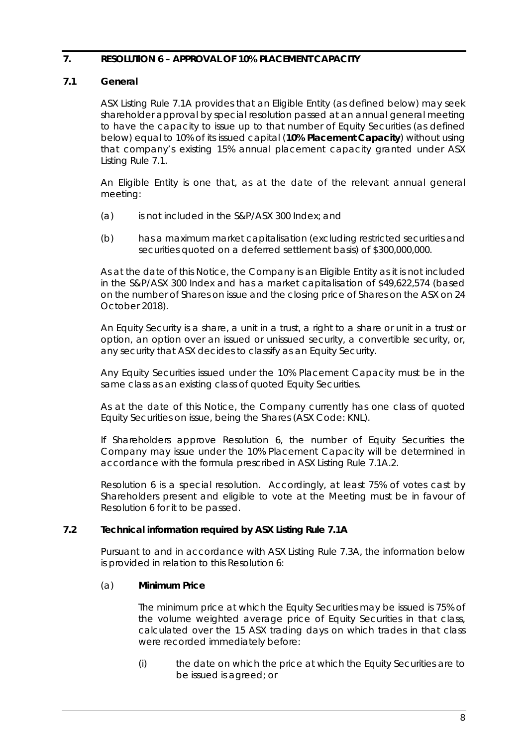## 7. RESOLUTION 6 – APPROVAL OF 10% PLACEMENT CAPACITY

### 7.1 General

ASX Listing Rule 7.1A provides that an Eligible Entity (as defined below) may seek shareholder approval by special resolution passed at an annual general meeting to have the capacity to issue up to that number of Equity Securities (as defined below) equal to 10% of its issued capital (**10% Placement Capacity**) without using that company's existing 15% annual placement capacity granted under ASX Listing Rule 7.1.

An Eligible Entity is one that, as at the date of the relevant annual general meeting:

(a) is not included in the S&P/ASX 300 Index; and

(b) has a maximum market capitalisation (excluding restricted securities and securities quoted on a deferred settlement basis) of $300,000,000.

As at the date of this Notice, the Company is an Eligible Entity as it is not included in the S&P/ASX 300 Index and has a market capitalisation of $49,622,574 (based on the number of Shares on issue and the closing price of Shares on the ASX on 24 October 2018).

An Equity Security is a share, a unit in a trust, a right to a share or unit in a trust or option, an option over an issued or unissued security, a convertible security, or, any security that ASX decides to classify as an Equity Security.

Any Equity Securities issued under the 10% Placement Capacity must be in the same class as an existing class of quoted Equity Securities.

As at the date of this Notice, the Company currently has one class of quoted Equity Securities on issue, being the Shares (ASX Code: KNL).

If Shareholders approve Resolution 6, the number of Equity Securities the Company may issue under the 10% Placement Capacity will be determined in accordance with the formula prescribed in ASX Listing Rule 7.1A.2.

Resolution 6 is a special resolution. Accordingly, at least 75% of votes cast by Shareholders present and eligible to vote at the Meeting must be in favour of Resolution 6 for it to be passed.

### 7.2 Technical information required by ASX Listing Rule 7.1A

Pursuant to and in accordance with ASX Listing Rule 7.3A, the information below is provided in relation to this Resolution 6:

(a) **Minimum Price**

The minimum price at which the Equity Securities may be issued is 75% of the volume weighted average price of Equity Securities in that class, calculated over the 15 ASX trading days on which trades in that class were recorded immediately before:

(i) the date on which the price at which the Equity Securities are to be issued is agreed; or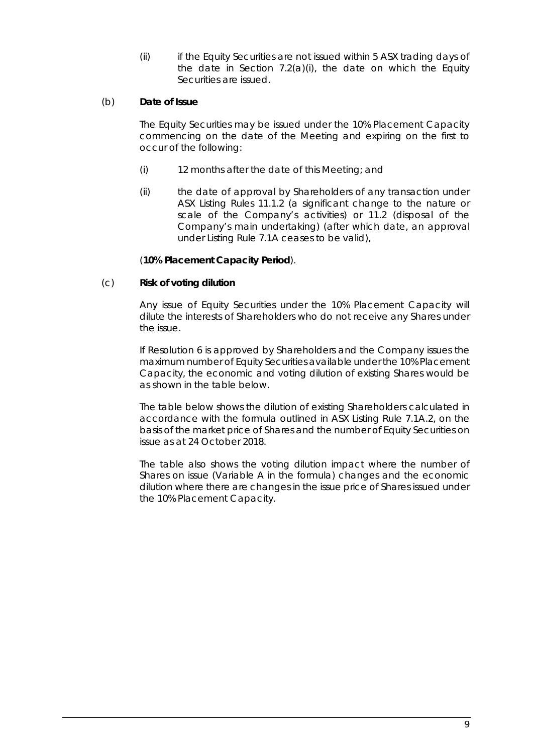(ii) if the Equity Securities are not issued within 5 ASX trading days of the date in Section 7.2(a)(i), the date on which the Equity Securities are issued.

(b) **Date of Issue**

The Equity Securities may be issued under the 10% Placement Capacity commencing on the date of the Meeting and expiring on the first to occur of the following:

(i) 12 months after the date of this Meeting; and

(ii) the date of approval by Shareholders of any transaction under ASX Listing Rules 11.1.2 (a significant change to the nature or scale of the Company's activities) or 11.2 (disposal of the Company's main undertaking) (after which date, an approval under Listing Rule 7.1A ceases to be valid),

(**10% Placement Capacity Period**).

(c) **Risk of voting dilution**

Any issue of Equity Securities under the 10% Placement Capacity will dilute the interests of Shareholders who do not receive any Shares under the issue.

If Resolution 6 is approved by Shareholders and the Company issues the maximum number of Equity Securities available under the 10% Placement Capacity, the economic and voting dilution of existing Shares would be as shown in the table below.

The table below shows the dilution of existing Shareholders calculated in accordance with the formula outlined in ASX Listing Rule 7.1A.2, on the basis of the market price of Shares and the number of Equity Securities on issue as at 24 October 2018.

The table also shows the voting dilution impact where the number of Shares on issue (Variable A in the formula) changes and the economic dilution where there are changes in the issue price of Shares issued under the 10% Placement Capacity.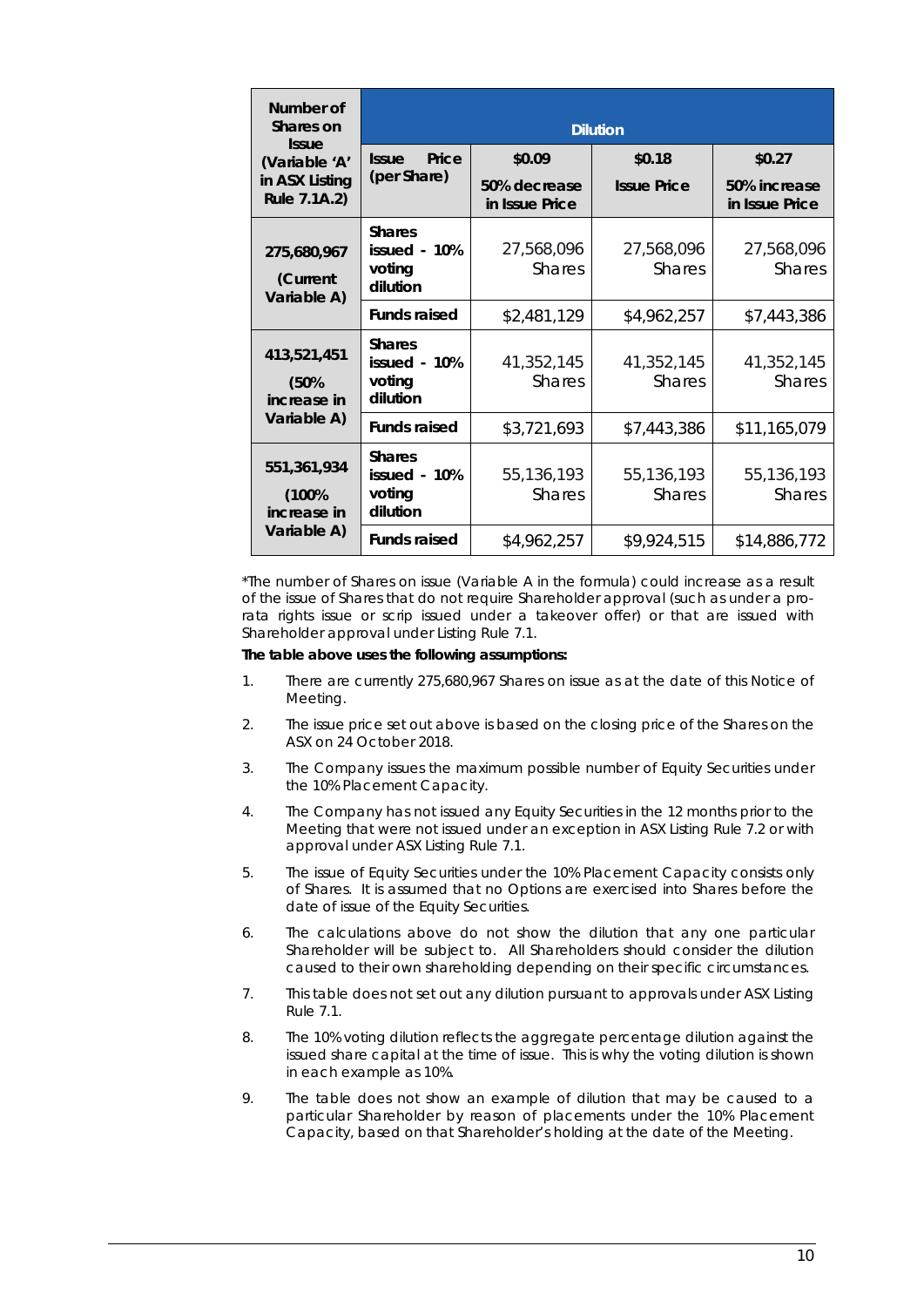| Number of Shares on Issue (Variable 'A' in ASX Listing Rule 7.1A.2) | | Dilution | | |
|---|---|---|---|---|
| | **Issue Price (per Share)** | **$0.09** 50% decrease in Issue Price | **$0.18** Issue Price | **$0.27** 50% increase in Issue Price |
| **275,680,967 (Current Variable A)** | **Shares issued - 10% voting dilution** | 27,568,096 Shares | 27,568,096 Shares | 27,568,096 Shares |
| | **Funds raised** | $2,481,129 | $4,962,257 | $7,443,386 |
| **413,521,451 (50% increase in Variable A)** | **Shares issued - 10% voting dilution** | 41,352,145 Shares | 41,352,145 Shares | 41,352,145 Shares |
| | **Funds raised** | $3,721,693 | $7,443,386 | $11,165,079 |
| **551,361,934 (100% increase in Variable A)** | **Shares issued - 10% voting dilution** | 55,136,193 Shares | 55,136,193 Shares | 55,136,193 Shares |
| | **Funds raised** | $4,962,257 | $9,924,515 | $14,886,772 |

*The number of Shares on issue (Variable A in the formula) could increase as a result of the issue of Shares that do not require Shareholder approval (such as under a pro-rata rights issue or scrip issued under a takeover offer) or that are issued with Shareholder approval under Listing Rule 7.1.

**The table above uses the following assumptions:**

1. There are currently 275,680,967 Shares on issue as at the date of this Notice of Meeting.
2. The issue price set out above is based on the closing price of the Shares on the ASX on 24 October 2018.
3. The Company issues the maximum possible number of Equity Securities under the 10% Placement Capacity.
4. The Company has not issued any Equity Securities in the 12 months prior to the Meeting that were not issued under an exception in ASX Listing Rule 7.2 or with approval under ASX Listing Rule 7.1.
5. The issue of Equity Securities under the 10% Placement Capacity consists only of Shares. It is assumed that no Options are exercised into Shares before the date of issue of the Equity Securities.
6. The calculations above do not show the dilution that any one particular Shareholder will be subject to. All Shareholders should consider the dilution caused to their own shareholding depending on their specific circumstances.
7. This table does not set out any dilution pursuant to approvals under ASX Listing Rule 7.1.
8. The 10% voting dilution reflects the aggregate percentage dilution against the issued share capital at the time of issue. This is why the voting dilution is shown in each example as 10%.
9. The table does not show an example of dilution that may be caused to a particular Shareholder by reason of placements under the 10% Placement Capacity, based on that Shareholder's holding at the date of the Meeting.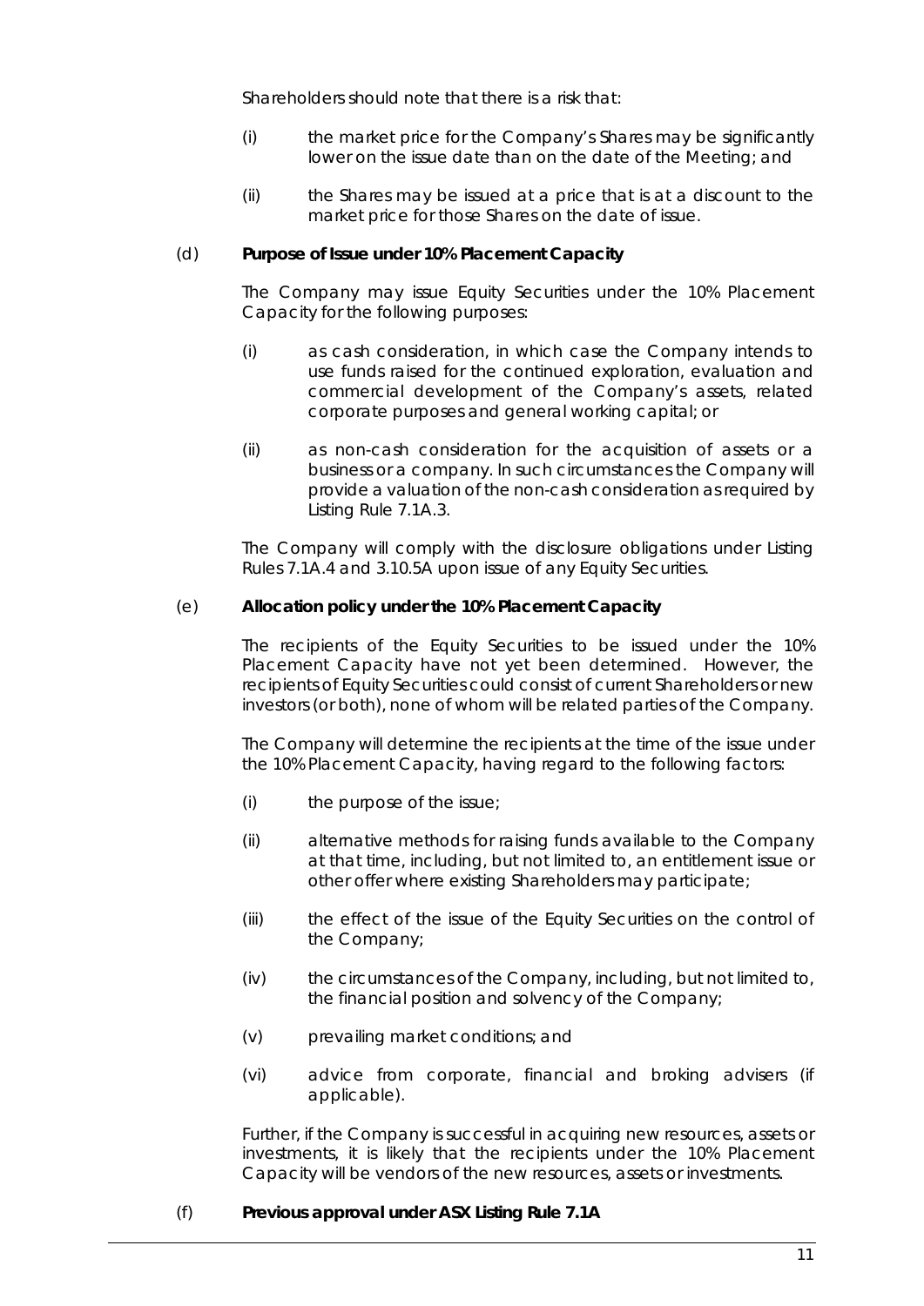Shareholders should note that there is a risk that:

(i) the market price for the Company's Shares may be significantly lower on the issue date than on the date of the Meeting; and

(ii) the Shares may be issued at a price that is at a discount to the market price for those Shares on the date of issue.

(d) **Purpose of Issue under 10% Placement Capacity**

The Company may issue Equity Securities under the 10% Placement Capacity for the following purposes:

(i) as cash consideration, in which case the Company intends to use funds raised for the continued exploration, evaluation and commercial development of the Company's assets, related corporate purposes and general working capital; or

(ii) as non-cash consideration for the acquisition of assets or a business or a company. In such circumstances the Company will provide a valuation of the non-cash consideration as required by Listing Rule 7.1A.3.

The Company will comply with the disclosure obligations under Listing Rules 7.1A.4 and 3.10.5A upon issue of any Equity Securities.

(e) **Allocation policy under the 10% Placement Capacity**

The recipients of the Equity Securities to be issued under the 10% Placement Capacity have not yet been determined. However, the recipients of Equity Securities could consist of current Shareholders or new investors (or both), none of whom will be related parties of the Company.

The Company will determine the recipients at the time of the issue under the 10% Placement Capacity, having regard to the following factors:

(i) the purpose of the issue;

(ii) alternative methods for raising funds available to the Company at that time, including, but not limited to, an entitlement issue or other offer where existing Shareholders may participate;

(iii) the effect of the issue of the Equity Securities on the control of the Company;

(iv) the circumstances of the Company, including, but not limited to, the financial position and solvency of the Company;

(v) prevailing market conditions; and

(vi) advice from corporate, financial and broking advisers (if applicable).

Further, if the Company is successful in acquiring new resources, assets or investments, it is likely that the recipients under the 10% Placement Capacity will be vendors of the new resources, assets or investments.

(f) **Previous approval under ASX Listing Rule 7.1A**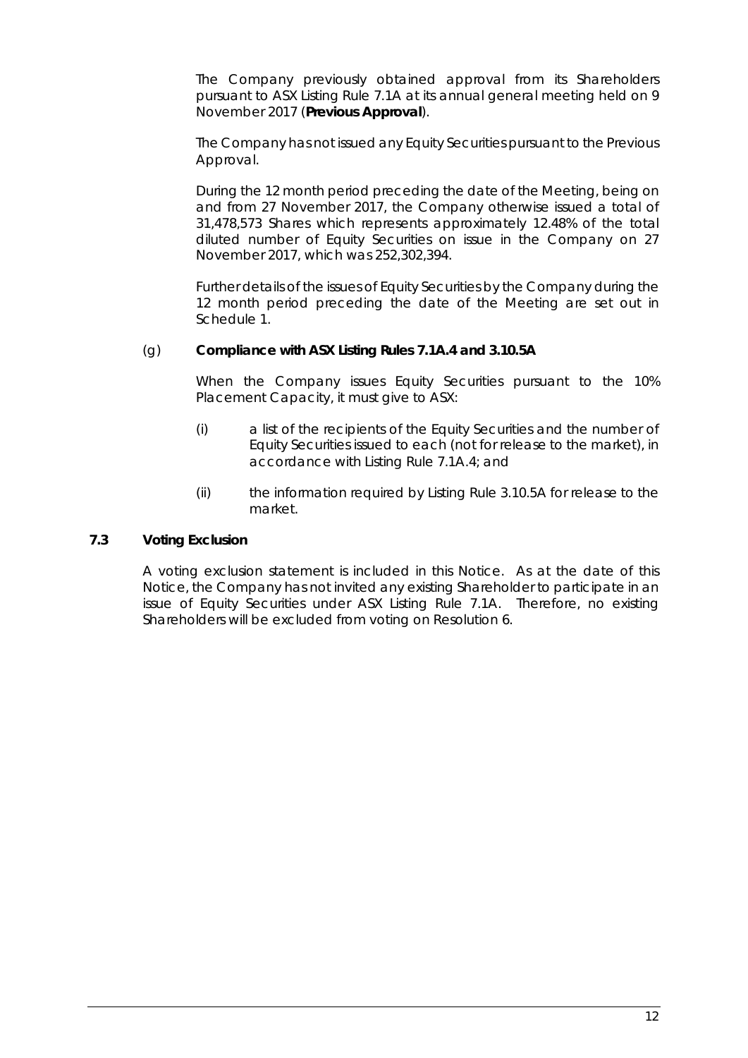The Company previously obtained approval from its Shareholders pursuant to ASX Listing Rule 7.1A at its annual general meeting held on 9 November 2017 (**Previous Approval**).

The Company has not issued any Equity Securities pursuant to the Previous Approval.

During the 12 month period preceding the date of the Meeting, being on and from 27 November 2017, the Company otherwise issued a total of 31,478,573 Shares which represents approximately 12.48% of the total diluted number of Equity Securities on issue in the Company on 27 November 2017, which was 252,302,394.

Further details of the issues of Equity Securities by the Company during the 12 month period preceding the date of the Meeting are set out in Schedule 1.

(g) **Compliance with ASX Listing Rules 7.1A.4 and 3.10.5A**

When the Company issues Equity Securities pursuant to the 10% Placement Capacity, it must give to ASX:

(i) a list of the recipients of the Equity Securities and the number of Equity Securities issued to each (not for release to the market), in accordance with Listing Rule 7.1A.4; and

(ii) the information required by Listing Rule 3.10.5A for release to the market.

### 7.3 Voting Exclusion

A voting exclusion statement is included in this Notice. As at the date of this Notice, the Company has not invited any existing Shareholder to participate in an issue of Equity Securities under ASX Listing Rule 7.1A. Therefore, no existing Shareholders will be excluded from voting on Resolution 6.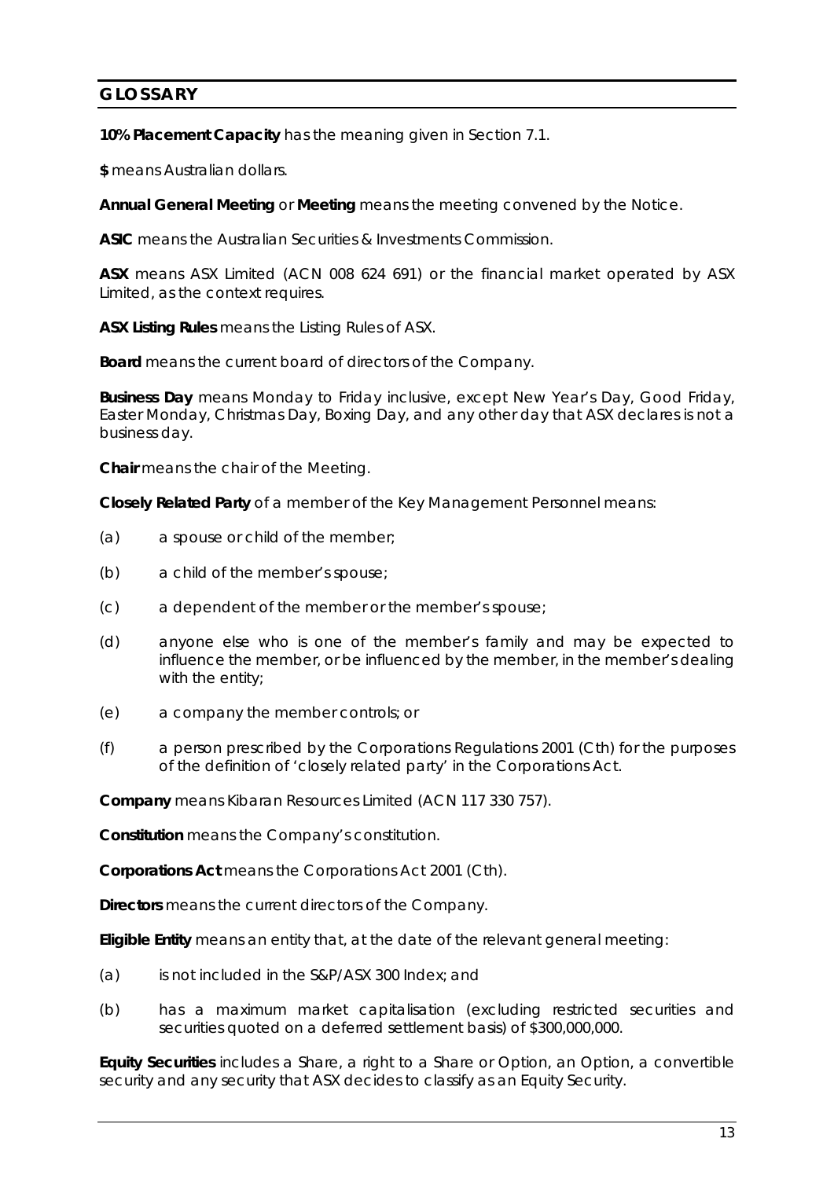## GLOSSARY

**10% Placement Capacity** has the meaning given in Section 7.1.

**$** means Australian dollars.

**Annual General Meeting** or **Meeting** means the meeting convened by the Notice.

**ASIC** means the Australian Securities & Investments Commission.

**ASX** means ASX Limited (ACN 008 624 691) or the financial market operated by ASX Limited, as the context requires.

**ASX Listing Rules** means the Listing Rules of ASX.

**Board** means the current board of directors of the Company.

**Business Day** means Monday to Friday inclusive, except New Year's Day, Good Friday, Easter Monday, Christmas Day, Boxing Day, and any other day that ASX declares is not a business day.

**Chair** means the chair of the Meeting.

**Closely Related Party** of a member of the Key Management Personnel means:

(a) a spouse or child of the member;

(b) a child of the member's spouse;

(c) a dependent of the member or the member's spouse;

(d) anyone else who is one of the member's family and may be expected to influence the member, or be influenced by the member, in the member's dealing with the entity;

(e) a company the member controls; or

(f) a person prescribed by the Corporations Regulations 2001 (Cth) for the purposes of the definition of 'closely related party' in the Corporations Act.

**Company** means Kibaran Resources Limited (ACN 117 330 757).

**Constitution** means the Company's constitution.

**Corporations Act** means the Corporations Act 2001 (Cth).

**Directors** means the current directors of the Company.

**Eligible Entity** means an entity that, at the date of the relevant general meeting:

(a) is not included in the S&P/ASX 300 Index; and

(b) has a maximum market capitalisation (excluding restricted securities and securities quoted on a deferred settlement basis) of $300,000,000.

**Equity Securities** includes a Share, a right to a Share or Option, an Option, a convertible security and any security that ASX decides to classify as an Equity Security.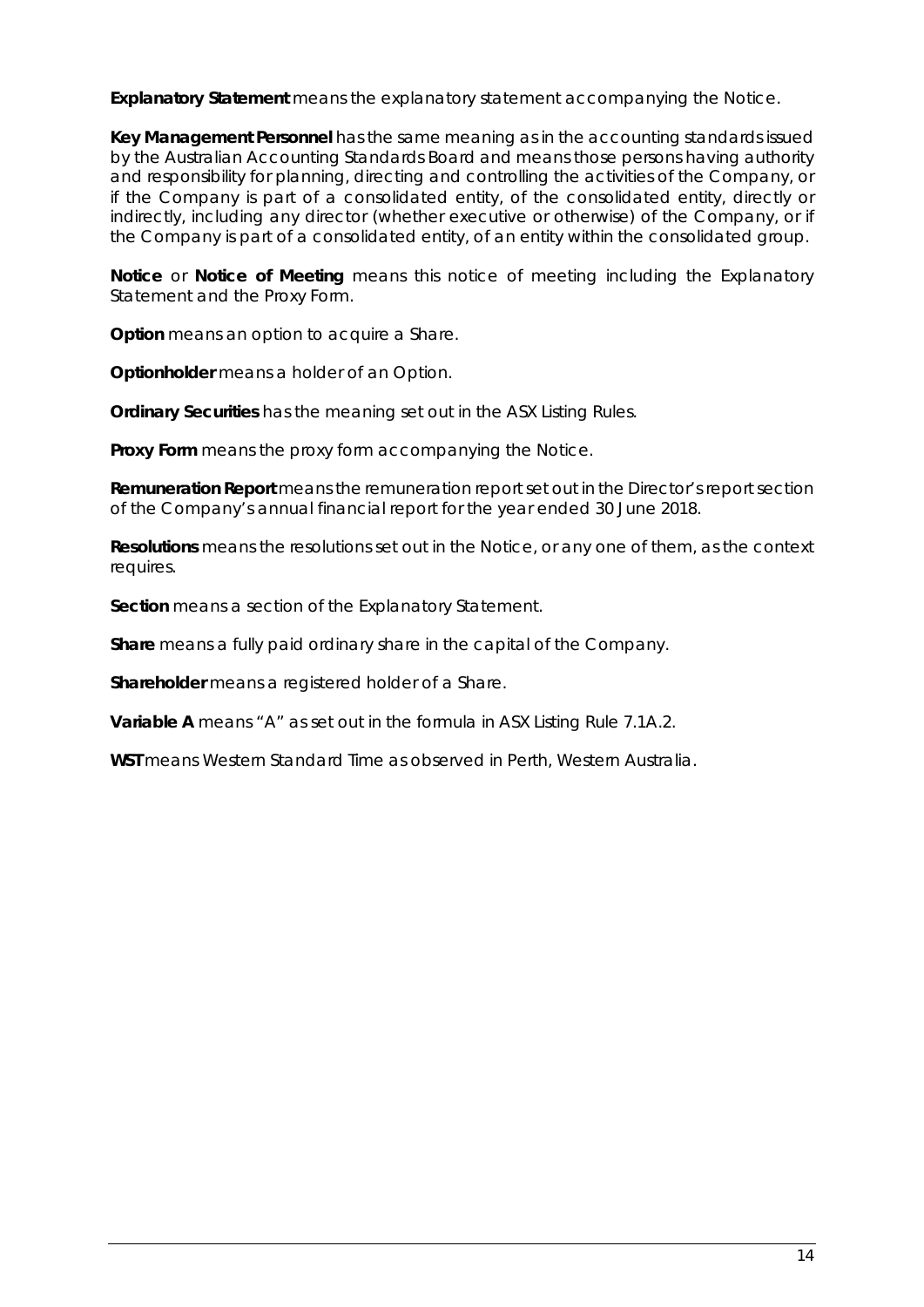**Explanatory Statement** means the explanatory statement accompanying the Notice.

**Key Management Personnel** has the same meaning as in the accounting standards issued by the Australian Accounting Standards Board and means those persons having authority and responsibility for planning, directing and controlling the activities of the Company, or if the Company is part of a consolidated entity, of the consolidated entity, directly or indirectly, including any director (whether executive or otherwise) of the Company, or if the Company is part of a consolidated entity, of an entity within the consolidated group.

**Notice** or **Notice of Meeting** means this notice of meeting including the Explanatory Statement and the Proxy Form.

**Option** means an option to acquire a Share.

**Optionholder** means a holder of an Option.

**Ordinary Securities** has the meaning set out in the ASX Listing Rules.

**Proxy Form** means the proxy form accompanying the Notice.

**Remuneration Report** means the remuneration report set out in the Director's report section of the Company's annual financial report for the year ended 30 June 2018.

**Resolutions** means the resolutions set out in the Notice, or any one of them, as the context requires.

**Section** means a section of the Explanatory Statement.

**Share** means a fully paid ordinary share in the capital of the Company.

**Shareholder** means a registered holder of a Share.

**Variable A** means "A" as set out in the formula in ASX Listing Rule 7.1A.2.

**WST** means Western Standard Time as observed in Perth, Western Australia.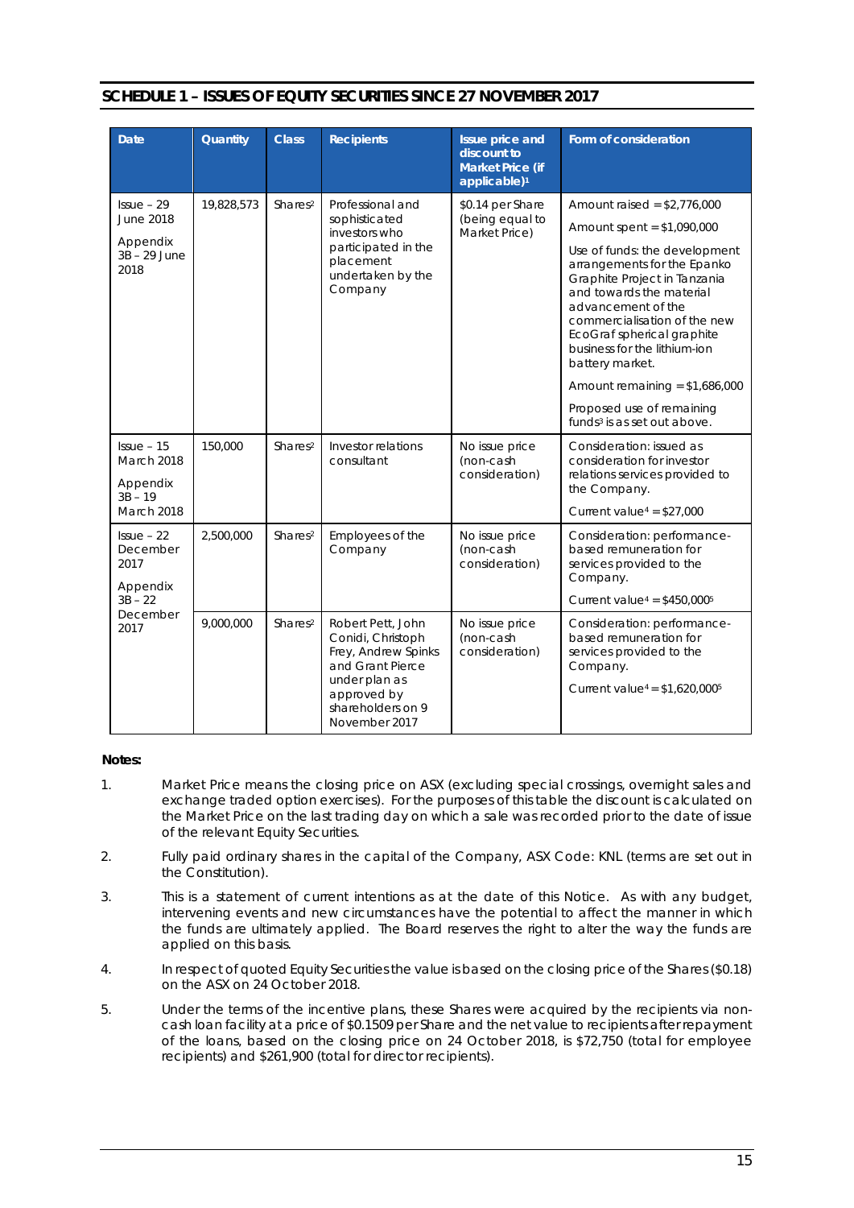## SCHEDULE 1 – ISSUES OF EQUITY SECURITIES SINCE 27 NOVEMBER 2017

| Date | Quantity | Class | Recipients | Issue price and discount to Market Price (if applicable)[1] | Form of consideration |
|---|---|---|---|---|---|
| Issue – 29 June 2018<br><br>Appendix 3B – 29 June 2018 | 19,828,573 | Shares[2] | Professional and sophisticated investors who participated in the placement undertaken by the Company | $0.14 per Share (being equal to Market Price) | Amount raised = $2,776,000<br><br>Amount spent = $1,090,000<br><br>Use of funds: the development arrangements for the Epanko Graphite Project in Tanzania and towards the material advancement of the commercialisation of the new EcoGraf spherical graphite business for the lithium-ion battery market.<br><br>Amount remaining = $1,686,000<br><br>Proposed use of remaining funds[3] is as set out above. |
| Issue – 15 March 2018<br><br>Appendix 3B – 19 March 2018 | 150,000 | Shares[2] | Investor relations consultant | No issue price (non-cash consideration) | Consideration: issued as consideration for investor relations services provided to the Company.<br><br>Current value[4] = $27,000 |
| Issue – 22 December 2017<br><br>Appendix 3B – 22 December 2017 | 2,500,000 | Shares[2] | Employees of the Company | No issue price (non-cash consideration) | Consideration: performance-based remuneration for services provided to the Company.<br><br>Current value[4] = $450,000[5] |
| | 9,000,000 | Shares[2] | Robert Pett, John Conidi, Christoph Frey, Andrew Spinks and Grant Pierce under plan as approved by shareholders on 9 November 2017 | No issue price (non-cash consideration) | Consideration: performance-based remuneration for services provided to the Company.<br><br>Current value[4] = $1,620,000[5] |

**Notes:**

1. Market Price means the closing price on ASX (excluding special crossings, overnight sales and exchange traded option exercises). For the purposes of this table the discount is calculated on the Market Price on the last trading day on which a sale was recorded prior to the date of issue of the relevant Equity Securities.
2. Fully paid ordinary shares in the capital of the Company, ASX Code: KNL (terms are set out in the Constitution).
3. This is a statement of current intentions as at the date of this Notice. As with any budget, intervening events and new circumstances have the potential to affect the manner in which the funds are ultimately applied. The Board reserves the right to alter the way the funds are applied on this basis.
4. In respect of quoted Equity Securities the value is based on the closing price of the Shares ($0.18) on the ASX on 24 October 2018.
5. Under the terms of the incentive plans, these Shares were acquired by the recipients via non-cash loan facility at a price of $0.1509 per Share and the net value to recipients after repayment of the loans, based on the closing price on 24 October 2018, is $72,750 (total for employee recipients) and $261,900 (total for director recipients).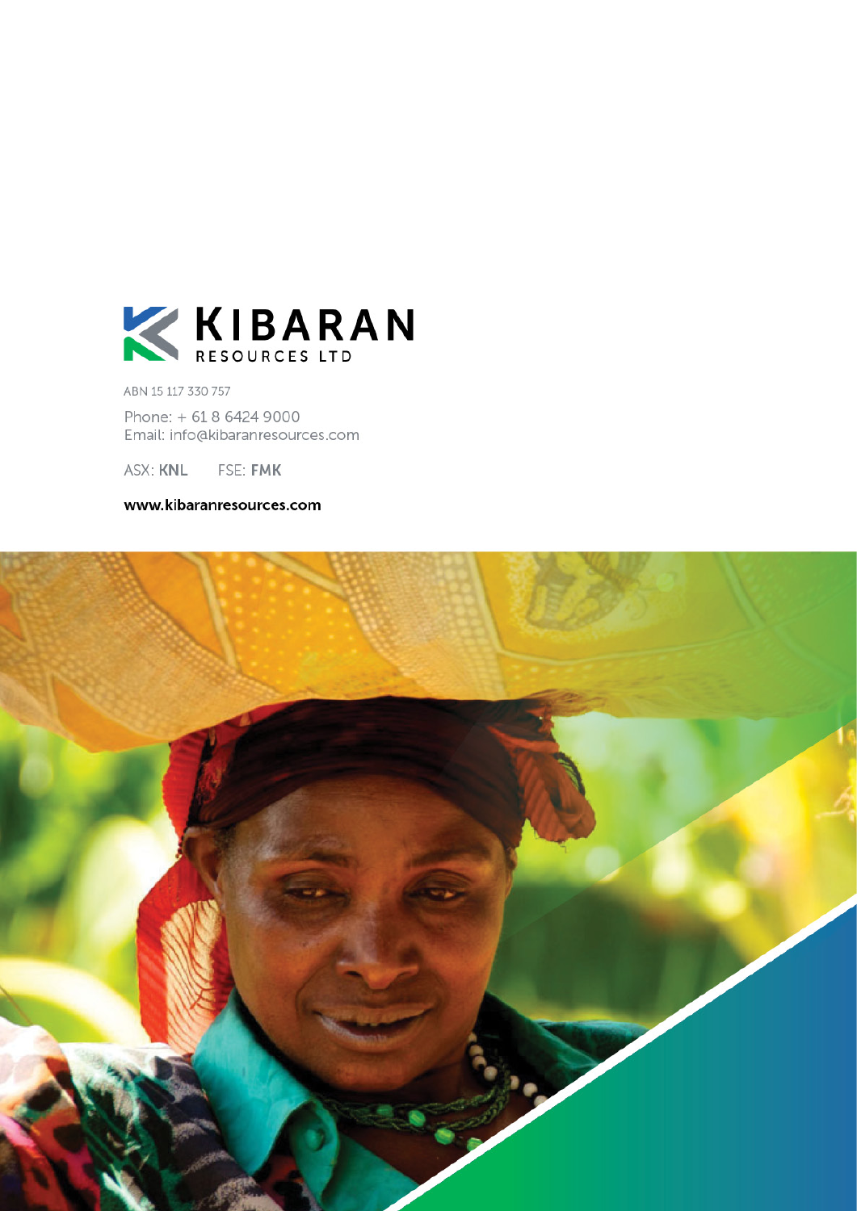KIBARAN RESOURCES LTD

ABN 15 117 330 757

Phone: + 61 8 6424 9000
Email: info@kibaranresources.com

ASX: **KNL** FSE: **FMK**

**www.kibaranresources.com**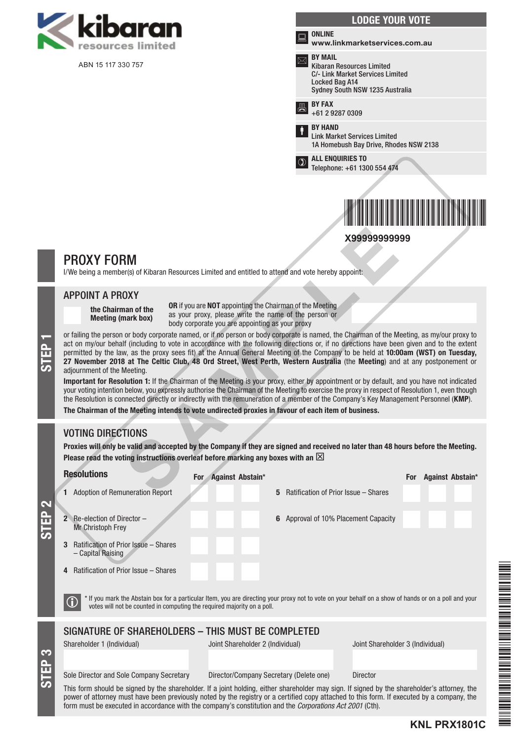kibaran resources limited

ABN 15 117 330 757

## LODGE YOUR VOTE

**ONLINE**
**www.linkmarketservices.com.au**

**BY MAIL**
Kibaran Resources Limited
C/- Link Market Services Limited
Locked Bag A14
Sydney South NSW 1235 Australia

**BY FAX**
+61 2 9287 0309

**BY HAND**
Link Market Services Limited
1A Homebush Bay Drive, Rhodes NSW 2138

**ALL ENQUIRIES TO**
Telephone: +61 1300 554 474

X99999999999

# PROXY FORM

I/We being a member(s) of Kibaran Resources Limited and entitled to attend and vote hereby appoint:

## STEP 1

### APPOINT A PROXY

☐ **the Chairman of the Meeting (mark box)**

**OR** if you are **NOT** appointing the Chairman of the Meeting as your proxy, please write the name of the person or body corporate you are appointing as your proxy

or failing the person or body corporate named, or if no person or body corporate is named, the Chairman of the Meeting, as my/our proxy to act on my/our behalf (including to vote in accordance with the following directions or, if no directions have been given and to the extent permitted by the law, as the proxy sees fit) at the Annual General Meeting of the Company to be held at **10:00am (WST) on Tuesday, 27 November 2018 at The Celtic Club, 48 Ord Street, West Perth, Western Australia** (the **Meeting**) and at any postponement or adjournment of the Meeting.

**Important for Resolution 1:** If the Chairman of the Meeting is your proxy, either by appointment or by default, and you have not indicated your voting intention below, you expressly authorise the Chairman of the Meeting to exercise the proxy in respect of Resolution 1, even though the Resolution is connected directly or indirectly with the remuneration of a member of the Company's Key Management Personnel (**KMP**).

**The Chairman of the Meeting intends to vote undirected proxies in favour of each item of business.**

## STEP 2

### VOTING DIRECTIONS

**Proxies will only be valid and accepted by the Company if they are signed and received no later than 48 hours before the Meeting.**
**Please read the voting instructions overleaf before marking any boxes with an ☒**

| Resolutions | For | Against | Abstain* |
|---|---|---|---|
| 1 Adoption of Remuneration Report | | | |
| 2 Re-election of Director – Mr Christoph Frey | | | |
| 3 Ratification of Prior Issue – Shares – Capital Raising | | | |
| 4 Ratification of Prior Issue – Shares | | | |
| 5 Ratification of Prior Issue – Shares | | | |
| 6 Approval of 10% Placement Capacity | | | |

\* If you mark the Abstain box for a particular Item, you are directing your proxy not to vote on your behalf on a show of hands or on a poll and your votes will not be counted in computing the required majority on a poll.

## STEP 3

### SIGNATURE OF SHAREHOLDERS – THIS MUST BE COMPLETED

| Shareholder 1 (Individual) | Joint Shareholder 2 (Individual) | Joint Shareholder 3 (Individual) |
|---|---|---|
| | | |
| Sole Director and Sole Company Secretary | Director/Company Secretary (Delete one) | Director |

This form should be signed by the shareholder. If a joint holding, either shareholder may sign. If signed by the shareholder's attorney, the power of attorney must have been previously noted by the registry or a certified copy attached to this form. If executed by a company, the form must be executed in accordance with the company's constitution and the *Corporations Act 2001* (Cth).

KNL PRX1801C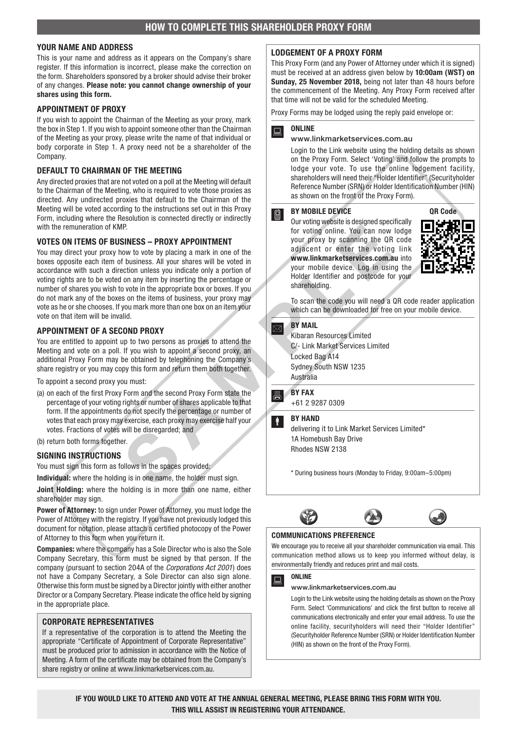# HOW TO COMPLETE THIS SHAREHOLDER PROXY FORM

### YOUR NAME AND ADDRESS

This is your name and address as it appears on the Company's share register. If this information is incorrect, please make the correction on the form. Shareholders sponsored by a broker should advise their broker of any changes. **Please note: you cannot change ownership of your shares using this form.**

### APPOINTMENT OF PROXY

If you wish to appoint the Chairman of the Meeting as your proxy, mark the box in Step 1. If you wish to appoint someone other than the Chairman of the Meeting as your proxy, please write the name of that individual or body corporate in Step 1. A proxy need not be a shareholder of the Company.

### DEFAULT TO CHAIRMAN OF THE MEETING

Any directed proxies that are not voted on a poll at the Meeting will default to the Chairman of the Meeting, who is required to vote those proxies as directed. Any undirected proxies that default to the Chairman of the Meeting will be voted according to the instructions set out in this Proxy Form, including where the Resolution is connected directly or indirectly with the remuneration of KMP.

### VOTES ON ITEMS OF BUSINESS – PROXY APPOINTMENT

You may direct your proxy how to vote by placing a mark in one of the boxes opposite each item of business. All your shares will be voted in accordance with such a direction unless you indicate only a portion of voting rights are to be voted on any item by inserting the percentage or number of shares you wish to vote in the appropriate box or boxes. If you do not mark any of the boxes on the items of business, your proxy may vote as he or she chooses. If you mark more than one box on an item your vote on that item will be invalid.

### APPOINTMENT OF A SECOND PROXY

You are entitled to appoint up to two persons as proxies to attend the Meeting and vote on a poll. If you wish to appoint a second proxy, an additional Proxy Form may be obtained by telephoning the Company's share registry or you may copy this form and return them both together.

To appoint a second proxy you must:

(a) on each of the first Proxy Form and the second Proxy Form state the percentage of your voting rights or number of shares applicable to that form. If the appointments do not specify the percentage or number of votes that each proxy may exercise, each proxy may exercise half your votes. Fractions of votes will be disregarded; and

(b) return both forms together.

### SIGNING INSTRUCTIONS

You must sign this form as follows in the spaces provided:

**Individual:** where the holding is in one name, the holder must sign.

**Joint Holding:** where the holding is in more than one name, either shareholder may sign.

**Power of Attorney:** to sign under Power of Attorney, you must lodge the Power of Attorney with the registry. If you have not previously lodged this document for notation, please attach a certified photocopy of the Power of Attorney to this form when you return it.

**Companies:** where the company has a Sole Director who is also the Sole Company Secretary, this form must be signed by that person. If the company (pursuant to section 204A of the *Corporations Act 2001*) does not have a Company Secretary, a Sole Director can also sign alone. Otherwise this form must be signed by a Director jointly with either another Director or a Company Secretary. Please indicate the office held by signing in the appropriate place.

### CORPORATE REPRESENTATIVES

If a representative of the corporation is to attend the Meeting the appropriate "Certificate of Appointment of Corporate Representative" must be produced prior to admission in accordance with the Notice of Meeting. A form of the certificate may be obtained from the Company's share registry or online at www.linkmarketservices.com.au.

### LODGEMENT OF A PROXY FORM

This Proxy Form (and any Power of Attorney under which it is signed) must be received at an address given below by **10:00am (WST) on Sunday, 25 November 2018,** being not later than 48 hours before the commencement of the Meeting. Any Proxy Form received after that time will not be valid for the scheduled Meeting.

Proxy Forms may be lodged using the reply paid envelope or:

**ONLINE**
www.linkmarketservices.com.au

Login to the Link website using the holding details as shown on the Proxy Form. Select 'Voting' and follow the prompts to lodge your vote. To use the online lodgement facility, shareholders will need their "Holder Identifier" (Securityholder Reference Number (SRN) or Holder Identification Number (HIN) as shown on the front of the Proxy Form).

**BY MOBILE DEVICE**

**QR Code**

Our voting website is designed specifically for voting online. You can now lodge your proxy by scanning the QR code adjacent or enter the voting link **www.linkmarketservices.com.au** into your mobile device. Log in using the Holder Identifier and postcode for your shareholding.

To scan the code you will need a QR code reader application which can be downloaded for free on your mobile device.

**BY MAIL**
Kibaran Resources Limited
C/- Link Market Services Limited
Locked Bag A14
Sydney South NSW 1235
Australia

**BY FAX**
+61 2 9287 0309

**BY HAND**
delivering it to Link Market Services Limited*
1A Homebush Bay Drive
Rhodes NSW 2138

\* During business hours (Monday to Friday, 9:00am–5:00pm)

### COMMUNICATIONS PREFERENCE

We encourage you to receive all your shareholder communication via email. This communication method allows us to keep you informed without delay, is environmentally friendly and reduces print and mail costs.

**ONLINE**
www.linkmarketservices.com.au

Login to the Link website using the holding details as shown on the Proxy Form. Select 'Communications' and click the first button to receive all communications electronically and enter your email address. To use the online facility, securityholders will need their "Holder Identifier" (Securityholder Reference Number (SRN) or Holder Identification Number (HIN) as shown on the front of the Proxy Form).

**IF YOU WOULD LIKE TO ATTEND AND VOTE AT THE ANNUAL GENERAL MEETING, PLEASE BRING THIS FORM WITH YOU. THIS WILL ASSIST IN REGISTERING YOUR ATTENDANCE.**